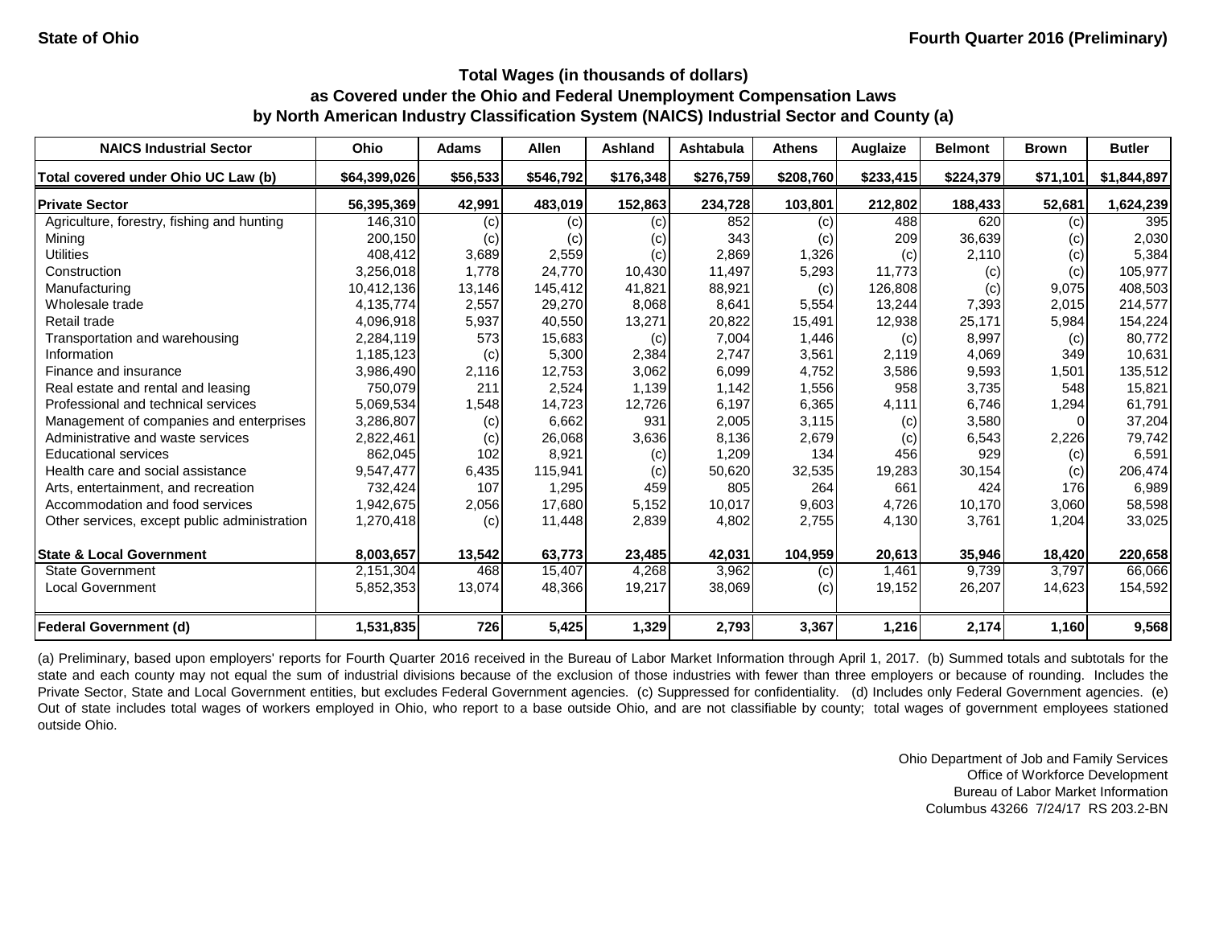# State of Ohio — Fourth Quarter 2016 (Preliminary)

## Total Wages (in thousands of dollars) as Covered under the Ohio and Federal Unemployment Compensation Laws by North American Industry Classification System (NAICS) Industrial Sector and County (a)

| NAICS Industrial Sector | Ohio | Adams | Allen | Ashland | Ashtabula | Athens | Auglaize | Belmont | Brown | Butler |
|---|---|---|---|---|---|---|---|---|---|---|
| **Total covered under Ohio UC Law (b)** | **$64,399,026** | **$56,533** | **$546,792** | **$176,348** | **$276,759** | **$208,760** | **$233,415** | **$224,379** | **$71,101** | **$1,844,897** |
| **Private Sector** | **56,395,369** | **42,991** | **483,019** | **152,863** | **234,728** | **103,801** | **212,802** | **188,433** | **52,681** | **1,624,239** |
| Agriculture, forestry, fishing and hunting | 146,310 | (c) | (c) | (c) | 852 | (c) | 488 | 620 | (c) | 395 |
| Mining | 200,150 | (c) | (c) | (c) | 343 | (c) | 209 | 36,639 | (c) | 2,030 |
| Utilities | 408,412 | 3,689 | 2,559 | (c) | 2,869 | 1,326 | (c) | 2,110 | (c) | 5,384 |
| Construction | 3,256,018 | 1,778 | 24,770 | 10,430 | 11,497 | 5,293 | 11,773 | (c) | (c) | 105,977 |
| Manufacturing | 10,412,136 | 13,146 | 145,412 | 41,821 | 88,921 | (c) | 126,808 | (c) | 9,075 | 408,503 |
| Wholesale trade | 4,135,774 | 2,557 | 29,270 | 8,068 | 8,641 | 5,554 | 13,244 | 7,393 | 2,015 | 214,577 |
| Retail trade | 4,096,918 | 5,937 | 40,550 | 13,271 | 20,822 | 15,491 | 12,938 | 25,171 | 5,984 | 154,224 |
| Transportation and warehousing | 2,284,119 | 573 | 15,683 | (c) | 7,004 | 1,446 | (c) | 8,997 | (c) | 80,772 |
| Information | 1,185,123 | (c) | 5,300 | 2,384 | 2,747 | 3,561 | 2,119 | 4,069 | 349 | 10,631 |
| Finance and insurance | 3,986,490 | 2,116 | 12,753 | 3,062 | 6,099 | 4,752 | 3,586 | 9,593 | 1,501 | 135,512 |
| Real estate and rental and leasing | 750,079 | 211 | 2,524 | 1,139 | 1,142 | 1,556 | 958 | 3,735 | 548 | 15,821 |
| Professional and technical services | 5,069,534 | 1,548 | 14,723 | 12,726 | 6,197 | 6,365 | 4,111 | 6,746 | 1,294 | 61,791 |
| Management of companies and enterprises | 3,286,807 | (c) | 6,662 | 931 | 2,005 | 3,115 | (c) | 3,580 | 0 | 37,204 |
| Administrative and waste services | 2,822,461 | (c) | 26,068 | 3,636 | 8,136 | 2,679 | (c) | 6,543 | 2,226 | 79,742 |
| Educational services | 862,045 | 102 | 8,921 | (c) | 1,209 | 134 | 456 | 929 | (c) | 6,591 |
| Health care and social assistance | 9,547,477 | 6,435 | 115,941 | (c) | 50,620 | 32,535 | 19,283 | 30,154 | (c) | 206,474 |
| Arts, entertainment, and recreation | 732,424 | 107 | 1,295 | 459 | 805 | 264 | 661 | 424 | 176 | 6,989 |
| Accommodation and food services | 1,942,675 | 2,056 | 17,680 | 5,152 | 10,017 | 9,603 | 4,726 | 10,170 | 3,060 | 58,598 |
| Other services, except public administration | 1,270,418 | (c) | 11,448 | 2,839 | 4,802 | 2,755 | 4,130 | 3,761 | 1,204 | 33,025 |
| **State & Local Government** | **8,003,657** | **13,542** | **63,773** | **23,485** | **42,031** | **104,959** | **20,613** | **35,946** | **18,420** | **220,658** |
| State Government | 2,151,304 | 468 | 15,407 | 4,268 | 3,962 | (c) | 1,461 | 9,739 | 3,797 | 66,066 |
| Local Government | 5,852,353 | 13,074 | 48,366 | 19,217 | 38,069 | (c) | 19,152 | 26,207 | 14,623 | 154,592 |
| **Federal Government (d)** | **1,531,835** | **726** | **5,425** | **1,329** | **2,793** | **3,367** | **1,216** | **2,174** | **1,160** | **9,568** |

(a) Preliminary, based upon employers' reports for Fourth Quarter 2016 received in the Bureau of Labor Market Information through April 1, 2017. (b) Summed totals and subtotals for the state and each county may not equal the sum of industrial divisions because of the exclusion of those industries with fewer than three employers or because of rounding. Includes the Private Sector, State and Local Government entities, but excludes Federal Government agencies. (c) Suppressed for confidentiality. (d) Includes only Federal Government agencies. (e) Out of state includes total wages of workers employed in Ohio, who report to a base outside Ohio, and are not classifiable by county; total wages of government employees stationed outside Ohio.

Ohio Department of Job and Family Services
Office of Workforce Development
Bureau of Labor Market Information
Columbus 43266 7/24/17 RS 203.2-BN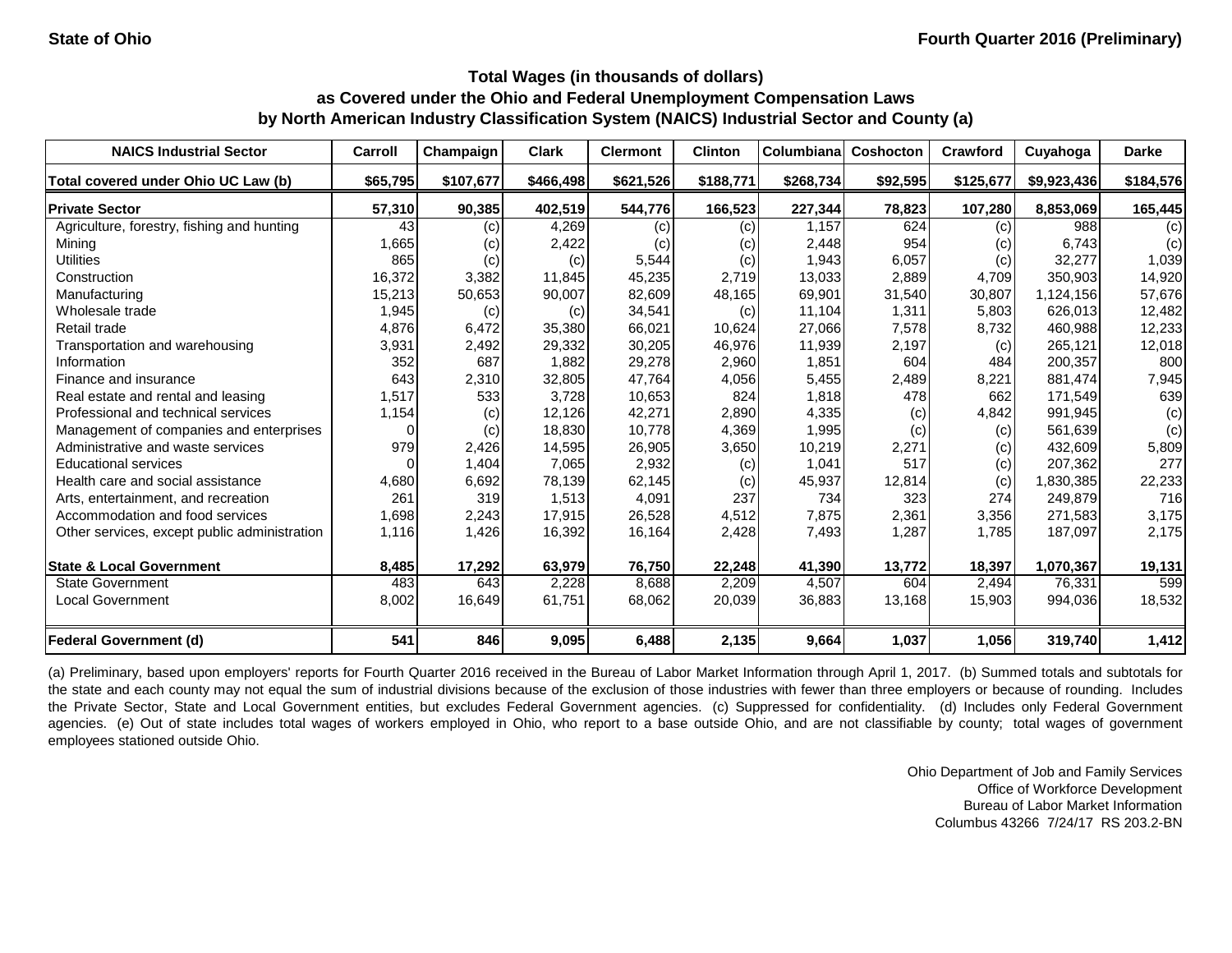State of Ohio

Fourth Quarter 2016 (Preliminary)

**Total Wages (in thousands of dollars)**
**as Covered under the Ohio and Federal Unemployment Compensation Laws**
**by North American Industry Classification System (NAICS) Industrial Sector and County (a)**

| NAICS Industrial Sector | Carroll | Champaign | Clark | Clermont | Clinton | Columbiana | Coshocton | Crawford | Cuyahoga | Darke |
|---|---|---|---|---|---|---|---|---|---|---|
| **Total covered under Ohio UC Law (b)** | **$65,795** | **$107,677** | **$466,498** | **$621,526** | **$188,771** | **$268,734** | **$92,595** | **$125,677** | **$9,923,436** | **$184,576** |
| **Private Sector** | **57,310** | **90,385** | **402,519** | **544,776** | **166,523** | **227,344** | **78,823** | **107,280** | **8,853,069** | **165,445** |
| Agriculture, forestry, fishing and hunting | 43 | (c) | 4,269 | (c) | (c) | 1,157 | 624 | (c) | 988 | (c) |
| Mining | 1,665 | (c) | 2,422 | (c) | (c) | 2,448 | 954 | (c) | 6,743 | (c) |
| Utilities | 865 | (c) | (c) | 5,544 | (c) | 1,943 | 6,057 | (c) | 32,277 | 1,039 |
| Construction | 16,372 | 3,382 | 11,845 | 45,235 | 2,719 | 13,033 | 2,889 | 4,709 | 350,903 | 14,920 |
| Manufacturing | 15,213 | 50,653 | 90,007 | 82,609 | 48,165 | 69,901 | 31,540 | 30,807 | 1,124,156 | 57,676 |
| Wholesale trade | 1,945 | (c) | (c) | 34,541 | (c) | 11,104 | 1,311 | 5,803 | 626,013 | 12,482 |
| Retail trade | 4,876 | 6,472 | 35,380 | 66,021 | 10,624 | 27,066 | 7,578 | 8,732 | 460,988 | 12,233 |
| Transportation and warehousing | 3,931 | 2,492 | 29,332 | 30,205 | 46,976 | 11,939 | 2,197 | (c) | 265,121 | 12,018 |
| Information | 352 | 687 | 1,882 | 29,278 | 2,960 | 1,851 | 604 | 484 | 200,357 | 800 |
| Finance and insurance | 643 | 2,310 | 32,805 | 47,764 | 4,056 | 5,455 | 2,489 | 8,221 | 881,474 | 7,945 |
| Real estate and rental and leasing | 1,517 | 533 | 3,728 | 10,653 | 824 | 1,818 | 478 | 662 | 171,549 | 639 |
| Professional and technical services | 1,154 | (c) | 12,126 | 42,271 | 2,890 | 4,335 | (c) | 4,842 | 991,945 | (c) |
| Management of companies and enterprises | 0 | (c) | 18,830 | 10,778 | 4,369 | 1,995 | (c) | (c) | 561,639 | (c) |
| Administrative and waste services | 979 | 2,426 | 14,595 | 26,905 | 3,650 | 10,219 | 2,271 | (c) | 432,609 | 5,809 |
| Educational services | 0 | 1,404 | 7,065 | 2,932 | (c) | 1,041 | 517 | (c) | 207,362 | 277 |
| Health care and social assistance | 4,680 | 6,692 | 78,139 | 62,145 | (c) | 45,937 | 12,814 | (c) | 1,830,385 | 22,233 |
| Arts, entertainment, and recreation | 261 | 319 | 1,513 | 4,091 | 237 | 734 | 323 | 274 | 249,879 | 716 |
| Accommodation and food services | 1,698 | 2,243 | 17,915 | 26,528 | 4,512 | 7,875 | 2,361 | 3,356 | 271,583 | 3,175 |
| Other services, except public administration | 1,116 | 1,426 | 16,392 | 16,164 | 2,428 | 7,493 | 1,287 | 1,785 | 187,097 | 2,175 |
| **State & Local Government** | **8,485** | **17,292** | **63,979** | **76,750** | **22,248** | **41,390** | **13,772** | **18,397** | **1,070,367** | **19,131** |
| State Government | 483 | 643 | 2,228 | 8,688 | 2,209 | 4,507 | 604 | 2,494 | 76,331 | 599 |
| Local Government | 8,002 | 16,649 | 61,751 | 68,062 | 20,039 | 36,883 | 13,168 | 15,903 | 994,036 | 18,532 |
| **Federal Government (d)** | **541** | **846** | **9,095** | **6,488** | **2,135** | **9,664** | **1,037** | **1,056** | **319,740** | **1,412** |

(a) Preliminary, based upon employers' reports for Fourth Quarter 2016 received in the Bureau of Labor Market Information through April 1, 2017. (b) Summed totals and subtotals for the state and each county may not equal the sum of industrial divisions because of the exclusion of those industries with fewer than three employers or because of rounding. Includes the Private Sector, State and Local Government entities, but excludes Federal Government agencies. (c) Suppressed for confidentiality. (d) Includes only Federal Government agencies. (e) Out of state includes total wages of workers employed in Ohio, who report to a base outside Ohio, and are not classifiable by county; total wages of government employees stationed outside Ohio.

Ohio Department of Job and Family Services
Office of Workforce Development
Bureau of Labor Market Information
Columbus 43266 7/24/17 RS 203.2-BN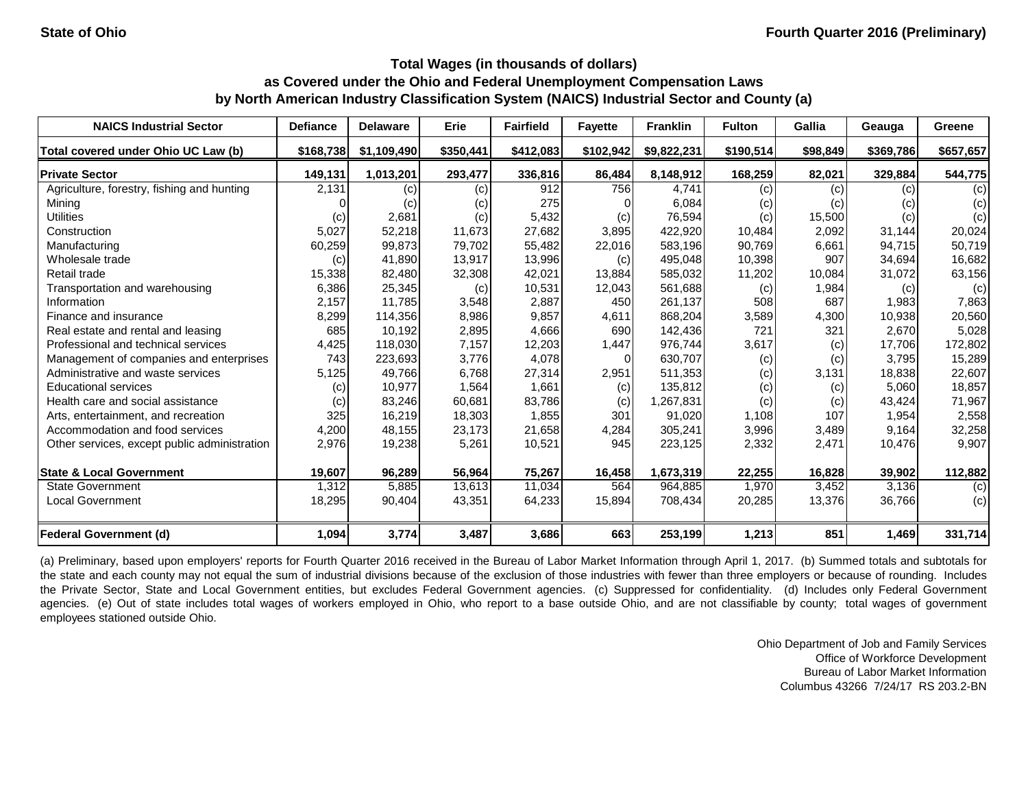State of Ohio | Fourth Quarter 2016 (Preliminary)

### Total Wages (in thousands of dollars) as Covered under the Ohio and Federal Unemployment Compensation Laws by North American Industry Classification System (NAICS) Industrial Sector and County (a)

| NAICS Industrial Sector | Defiance | Delaware | Erie | Fairfield | Fayette | Franklin | Fulton | Gallia | Geauga | Greene |
|---|---|---|---|---|---|---|---|---|---|---|
| Total covered under Ohio UC Law (b) | $168,738 | $1,109,490 | $350,441 | $412,083 | $102,942 | $9,822,231 | $190,514 | $98,849 | $369,786 | $657,657 |
| **Private Sector** | 149,131 | 1,013,201 | 293,477 | 336,816 | 86,484 | 8,148,912 | 168,259 | 82,021 | 329,884 | 544,775 |
| Agriculture, forestry, fishing and hunting | 2,131 | (c) | (c) | 912 | 756 | 4,741 | (c) | (c) | (c) | (c) |
| Mining | 0 | (c) | (c) | 275 | 0 | 6,084 | (c) | (c) | (c) | (c) |
| Utilities | (c) | 2,681 | (c) | 5,432 | (c) | 76,594 | (c) | 15,500 | (c) | (c) |
| Construction | 5,027 | 52,218 | 11,673 | 27,682 | 3,895 | 422,920 | 10,484 | 2,092 | 31,144 | 20,024 |
| Manufacturing | 60,259 | 99,873 | 79,702 | 55,482 | 22,016 | 583,196 | 90,769 | 6,661 | 94,715 | 50,719 |
| Wholesale trade | (c) | 41,890 | 13,917 | 13,996 | (c) | 495,048 | 10,398 | 907 | 34,694 | 16,682 |
| Retail trade | 15,338 | 82,480 | 32,308 | 42,021 | 13,884 | 585,032 | 11,202 | 10,084 | 31,072 | 63,156 |
| Transportation and warehousing | 6,386 | 25,345 | (c) | 10,531 | 12,043 | 561,688 | (c) | 1,984 | (c) | (c) |
| Information | 2,157 | 11,785 | 3,548 | 2,887 | 450 | 261,137 | 508 | 687 | 1,983 | 7,863 |
| Finance and insurance | 8,299 | 114,356 | 8,986 | 9,857 | 4,611 | 868,204 | 3,589 | 4,300 | 10,938 | 20,560 |
| Real estate and rental and leasing | 685 | 10,192 | 2,895 | 4,666 | 690 | 142,436 | 721 | 321 | 2,670 | 5,028 |
| Professional and technical services | 4,425 | 118,030 | 7,157 | 12,203 | 1,447 | 976,744 | 3,617 | (c) | 17,706 | 172,802 |
| Management of companies and enterprises | 743 | 223,693 | 3,776 | 4,078 | 0 | 630,707 | (c) | (c) | 3,795 | 15,289 |
| Administrative and waste services | 5,125 | 49,766 | 6,768 | 27,314 | 2,951 | 511,353 | (c) | 3,131 | 18,838 | 22,607 |
| Educational services | (c) | 10,977 | 1,564 | 1,661 | (c) | 135,812 | (c) | (c) | 5,060 | 18,857 |
| Health care and social assistance | (c) | 83,246 | 60,681 | 83,786 | (c) | 1,267,831 | (c) | (c) | 43,424 | 71,967 |
| Arts, entertainment, and recreation | 325 | 16,219 | 18,303 | 1,855 | 301 | 91,020 | 1,108 | 107 | 1,954 | 2,558 |
| Accommodation and food services | 4,200 | 48,155 | 23,173 | 21,658 | 4,284 | 305,241 | 3,996 | 3,489 | 9,164 | 32,258 |
| Other services, except public administration | 2,976 | 19,238 | 5,261 | 10,521 | 945 | 223,125 | 2,332 | 2,471 | 10,476 | 9,907 |
| **State & Local Government** | 19,607 | 96,289 | 56,964 | 75,267 | 16,458 | 1,673,319 | 22,255 | 16,828 | 39,902 | 112,882 |
| State Government | 1,312 | 5,885 | 13,613 | 11,034 | 564 | 964,885 | 1,970 | 3,452 | 3,136 | (c) |
| Local Government | 18,295 | 90,404 | 43,351 | 64,233 | 15,894 | 708,434 | 20,285 | 13,376 | 36,766 | (c) |
| **Federal Government (d)** | 1,094 | 3,774 | 3,487 | 3,686 | 663 | 253,199 | 1,213 | 851 | 1,469 | 331,714 |

(a) Preliminary, based upon employers' reports for Fourth Quarter 2016 received in the Bureau of Labor Market Information through April 1, 2017. (b) Summed totals and subtotals for the state and each county may not equal the sum of industrial divisions because of the exclusion of those industries with fewer than three employers or because of rounding. Includes the Private Sector, State and Local Government entities, but excludes Federal Government agencies. (c) Suppressed for confidentiality. (d) Includes only Federal Government agencies. (e) Out of state includes total wages of workers employed in Ohio, who report to a base outside Ohio, and are not classifiable by county; total wages of government employees stationed outside Ohio.

Ohio Department of Job and Family Services
Office of Workforce Development
Bureau of Labor Market Information
Columbus 43266 7/24/17 RS 203.2-BN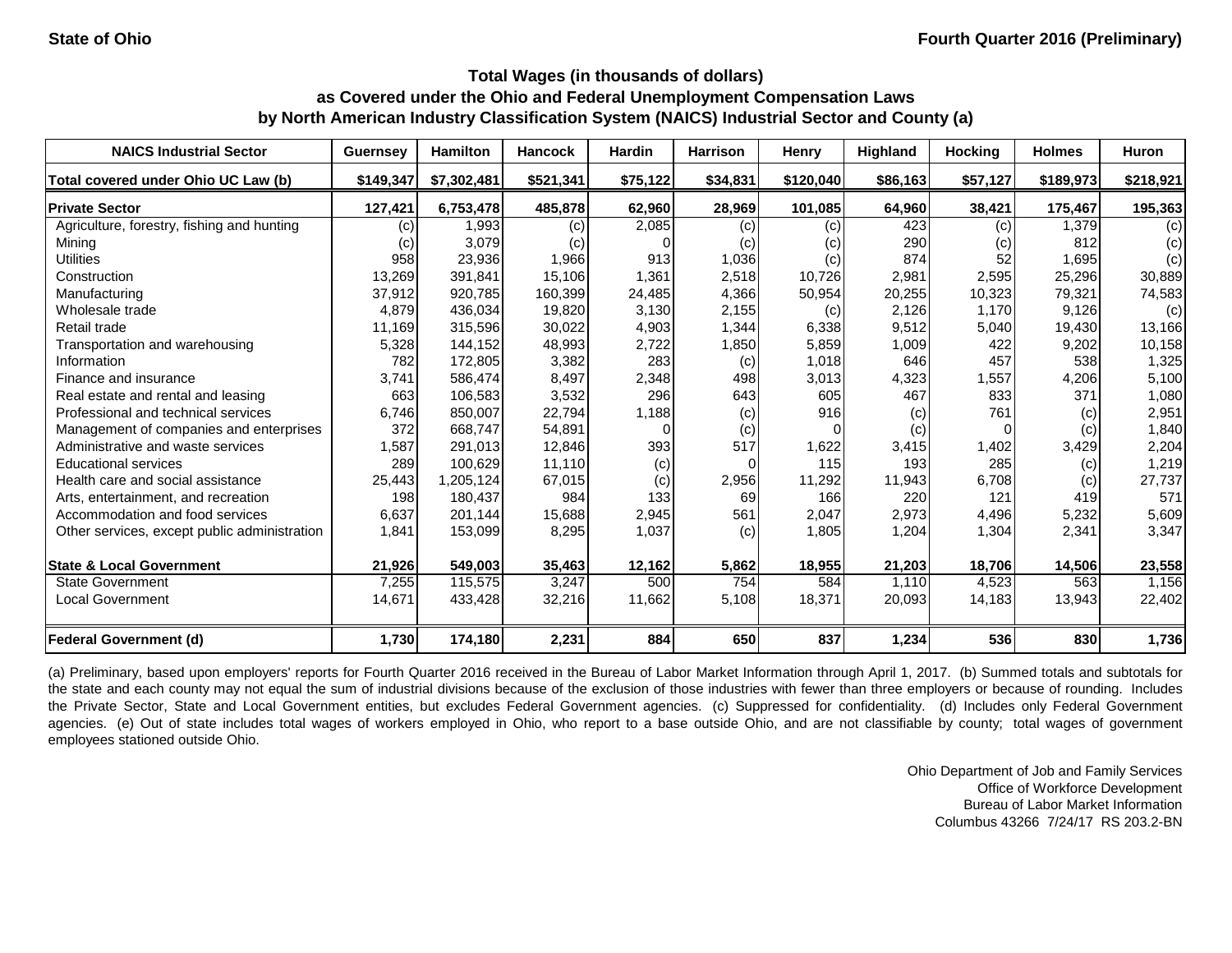State of Ohio

Fourth Quarter 2016 (Preliminary)

## Total Wages (in thousands of dollars) as Covered under the Ohio and Federal Unemployment Compensation Laws by North American Industry Classification System (NAICS) Industrial Sector and County (a)

| NAICS Industrial Sector | Guernsey | Hamilton | Hancock | Hardin | Harrison | Henry | Highland | Hocking | Holmes | Huron |
|---|---|---|---|---|---|---|---|---|---|---|
| Total covered under Ohio UC Law (b) | $149,347 | $7,302,481 | $521,341 | $75,122 | $34,831 | $120,040 | $86,163 | $57,127 | $189,973 | $218,921 |
| **Private Sector** | 127,421 | 6,753,478 | 485,878 | 62,960 | 28,969 | 101,085 | 64,960 | 38,421 | 175,467 | 195,363 |
| Agriculture, forestry, fishing and hunting | (c) | 1,993 | (c) | 2,085 | (c) | (c) | 423 | (c) | 1,379 | (c) |
| Mining | (c) | 3,079 | (c) | 0 | (c) | (c) | 290 | (c) | 812 | (c) |
| Utilities | 958 | 23,936 | 1,966 | 913 | 1,036 | (c) | 874 | 52 | 1,695 | (c) |
| Construction | 13,269 | 391,841 | 15,106 | 1,361 | 2,518 | 10,726 | 2,981 | 2,595 | 25,296 | 30,889 |
| Manufacturing | 37,912 | 920,785 | 160,399 | 24,485 | 4,366 | 50,954 | 20,255 | 10,323 | 79,321 | 74,583 |
| Wholesale trade | 4,879 | 436,034 | 19,820 | 3,130 | 2,155 | (c) | 2,126 | 1,170 | 9,126 | (c) |
| Retail trade | 11,169 | 315,596 | 30,022 | 4,903 | 1,344 | 6,338 | 9,512 | 5,040 | 19,430 | 13,166 |
| Transportation and warehousing | 5,328 | 144,152 | 48,993 | 2,722 | 1,850 | 5,859 | 1,009 | 422 | 9,202 | 10,158 |
| Information | 782 | 172,805 | 3,382 | 283 | (c) | 1,018 | 646 | 457 | 538 | 1,325 |
| Finance and insurance | 3,741 | 586,474 | 8,497 | 2,348 | 498 | 3,013 | 4,323 | 1,557 | 4,206 | 5,100 |
| Real estate and rental and leasing | 663 | 106,583 | 3,532 | 296 | 643 | 605 | 467 | 833 | 371 | 1,080 |
| Professional and technical services | 6,746 | 850,007 | 22,794 | 1,188 | (c) | 916 | (c) | 761 | (c) | 2,951 |
| Management of companies and enterprises | 372 | 668,747 | 54,891 | 0 | (c) | 0 | (c) | 0 | (c) | 1,840 |
| Administrative and waste services | 1,587 | 291,013 | 12,846 | 393 | 517 | 1,622 | 3,415 | 1,402 | 3,429 | 2,204 |
| Educational services | 289 | 100,629 | 11,110 | (c) | 0 | 115 | 193 | 285 | (c) | 1,219 |
| Health care and social assistance | 25,443 | 1,205,124 | 67,015 | (c) | 2,956 | 11,292 | 11,943 | 6,708 | (c) | 27,737 |
| Arts, entertainment, and recreation | 198 | 180,437 | 984 | 133 | 69 | 166 | 220 | 121 | 419 | 571 |
| Accommodation and food services | 6,637 | 201,144 | 15,688 | 2,945 | 561 | 2,047 | 2,973 | 4,496 | 5,232 | 5,609 |
| Other services, except public administration | 1,841 | 153,099 | 8,295 | 1,037 | (c) | 1,805 | 1,204 | 1,304 | 2,341 | 3,347 |
| **State & Local Government** | 21,926 | 549,003 | 35,463 | 12,162 | 5,862 | 18,955 | 21,203 | 18,706 | 14,506 | 23,558 |
| State Government | 7,255 | 115,575 | 3,247 | 500 | 754 | 584 | 1,110 | 4,523 | 563 | 1,156 |
| Local Government | 14,671 | 433,428 | 32,216 | 11,662 | 5,108 | 18,371 | 20,093 | 14,183 | 13,943 | 22,402 |
| **Federal Government (d)** | 1,730 | 174,180 | 2,231 | 884 | 650 | 837 | 1,234 | 536 | 830 | 1,736 |

(a) Preliminary, based upon employers' reports for Fourth Quarter 2016 received in the Bureau of Labor Market Information through April 1, 2017. (b) Summed totals and subtotals for the state and each county may not equal the sum of industrial divisions because of the exclusion of those industries with fewer than three employers or because of rounding. Includes the Private Sector, State and Local Government entities, but excludes Federal Government agencies. (c) Suppressed for confidentiality. (d) Includes only Federal Government agencies. (e) Out of state includes total wages of workers employed in Ohio, who report to a base outside Ohio, and are not classifiable by county; total wages of government employees stationed outside Ohio.

Ohio Department of Job and Family Services
Office of Workforce Development
Bureau of Labor Market Information
Columbus 43266 7/24/17 RS 203.2-BN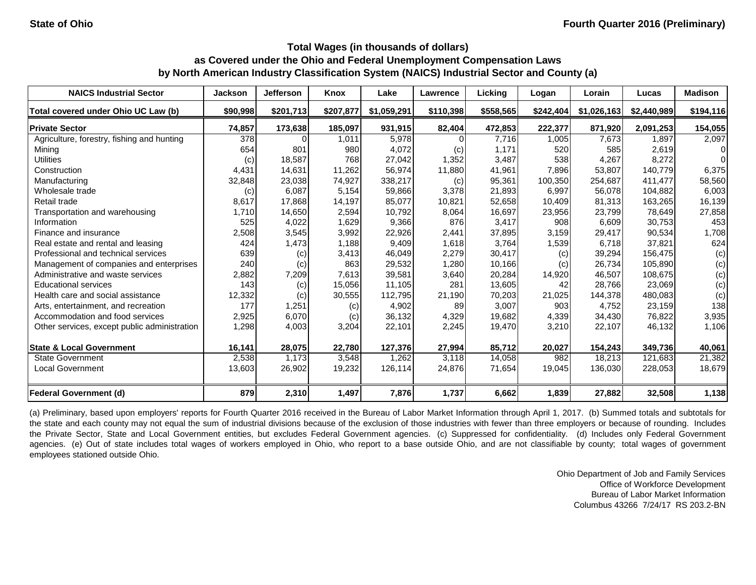State of Ohio | Fourth Quarter 2016 (Preliminary)

## Total Wages (in thousands of dollars) as Covered under the Ohio and Federal Unemployment Compensation Laws by North American Industry Classification System (NAICS) Industrial Sector and County (a)

| NAICS Industrial Sector | Jackson | Jefferson | Knox | Lake | Lawrence | Licking | Logan | Lorain | Lucas | Madison |
|---|---|---|---|---|---|---|---|---|---|---|
| Total covered under Ohio UC Law (b) | $90,998 | $201,713 | $207,877 | $1,059,291 | $110,398 | $558,565 | $242,404 | $1,026,163 | $2,440,989 | $194,116 |
| **Private Sector** | **74,857** | **173,638** | **185,097** | **931,915** | **82,404** | **472,853** | **222,377** | **871,920** | **2,091,253** | **154,055** |
| Agriculture, forestry, fishing and hunting | 378 | 0 | 1,011 | 5,978 | 0 | 7,716 | 1,005 | 7,673 | 1,897 | 2,097 |
| Mining | 654 | 801 | 980 | 4,072 | (c) | 1,171 | 520 | 585 | 2,619 | 0 |
| Utilities | (c) | 18,587 | 768 | 27,042 | 1,352 | 3,487 | 538 | 4,267 | 8,272 | 0 |
| Construction | 4,431 | 14,631 | 11,262 | 56,974 | 11,880 | 41,961 | 7,896 | 53,807 | 140,779 | 6,375 |
| Manufacturing | 32,848 | 23,038 | 74,927 | 338,217 | (c) | 95,361 | 100,350 | 254,687 | 411,477 | 58,560 |
| Wholesale trade | (c) | 6,087 | 5,154 | 59,866 | 3,378 | 21,893 | 6,997 | 56,078 | 104,882 | 6,003 |
| Retail trade | 8,617 | 17,868 | 14,197 | 85,077 | 10,821 | 52,658 | 10,409 | 81,313 | 163,265 | 16,139 |
| Transportation and warehousing | 1,710 | 14,650 | 2,594 | 10,792 | 8,064 | 16,697 | 23,956 | 23,799 | 78,649 | 27,858 |
| Information | 525 | 4,022 | 1,629 | 9,366 | 876 | 3,417 | 908 | 6,609 | 30,753 | 453 |
| Finance and insurance | 2,508 | 3,545 | 3,992 | 22,926 | 2,441 | 37,895 | 3,159 | 29,417 | 90,534 | 1,708 |
| Real estate and rental and leasing | 424 | 1,473 | 1,188 | 9,409 | 1,618 | 3,764 | 1,539 | 6,718 | 37,821 | 624 |
| Professional and technical services | 639 | (c) | 3,413 | 46,049 | 2,279 | 30,417 | (c) | 39,294 | 156,475 | (c) |
| Management of companies and enterprises | 240 | (c) | 863 | 29,532 | 1,280 | 10,166 | (c) | 26,734 | 105,890 | (c) |
| Administrative and waste services | 2,882 | 7,209 | 7,613 | 39,581 | 3,640 | 20,284 | 14,920 | 46,507 | 108,675 | (c) |
| Educational services | 143 | (c) | 15,056 | 11,105 | 281 | 13,605 | 42 | 28,766 | 23,069 | (c) |
| Health care and social assistance | 12,332 | (c) | 30,555 | 112,795 | 21,190 | 70,203 | 21,025 | 144,378 | 480,083 | (c) |
| Arts, entertainment, and recreation | 177 | 1,251 | (c) | 4,902 | 89 | 3,007 | 903 | 4,752 | 23,159 | 138 |
| Accommodation and food services | 2,925 | 6,070 | (c) | 36,132 | 4,329 | 19,682 | 4,339 | 34,430 | 76,822 | 3,935 |
| Other services, except public administration | 1,298 | 4,003 | 3,204 | 22,101 | 2,245 | 19,470 | 3,210 | 22,107 | 46,132 | 1,106 |
| **State & Local Government** | **16,141** | **28,075** | **22,780** | **127,376** | **27,994** | **85,712** | **20,027** | **154,243** | **349,736** | **40,061** |
| State Government | 2,538 | 1,173 | 3,548 | 1,262 | 3,118 | 14,058 | 982 | 18,213 | 121,683 | 21,382 |
| Local Government | 13,603 | 26,902 | 19,232 | 126,114 | 24,876 | 71,654 | 19,045 | 136,030 | 228,053 | 18,679 |
| **Federal Government (d)** | **879** | **2,310** | **1,497** | **7,876** | **1,737** | **6,662** | **1,839** | **27,882** | **32,508** | **1,138** |

(a) Preliminary, based upon employers' reports for Fourth Quarter 2016 received in the Bureau of Labor Market Information through April 1, 2017. (b) Summed totals and subtotals for the state and each county may not equal the sum of industrial divisions because of the exclusion of those industries with fewer than three employers or because of rounding. Includes the Private Sector, State and Local Government entities, but excludes Federal Government agencies. (c) Suppressed for confidentiality. (d) Includes only Federal Government agencies. (e) Out of state includes total wages of workers employed in Ohio, who report to a base outside Ohio, and are not classifiable by county; total wages of government employees stationed outside Ohio.

Ohio Department of Job and Family Services
Office of Workforce Development
Bureau of Labor Market Information
Columbus 43266 7/24/17 RS 203.2-BN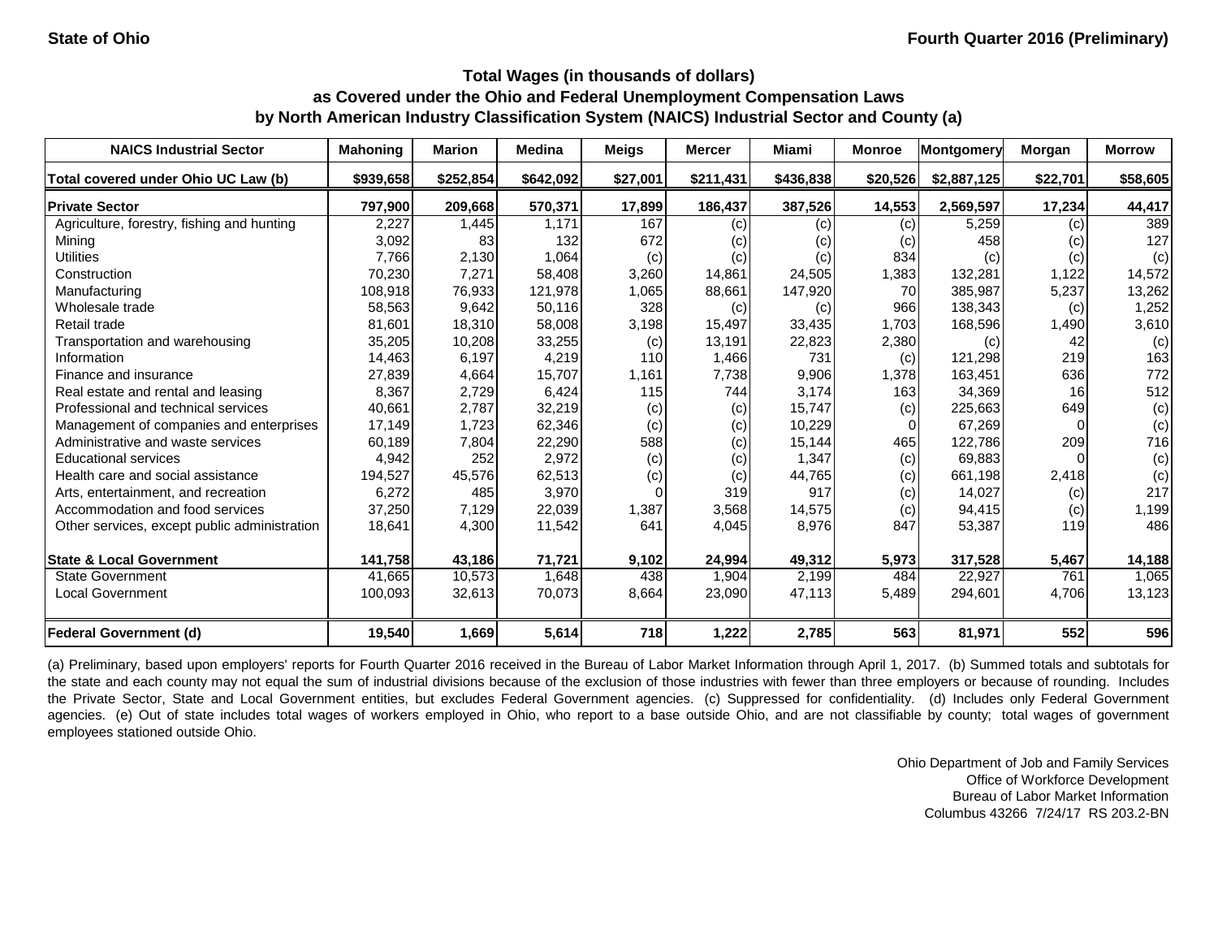State of Ohio — Fourth Quarter 2016 (Preliminary)

## Total Wages (in thousands of dollars) as Covered under the Ohio and Federal Unemployment Compensation Laws by North American Industry Classification System (NAICS) Industrial Sector and County (a)

| NAICS Industrial Sector | Mahoning | Marion | Medina | Meigs | Mercer | Miami | Monroe | Montgomery | Morgan | Morrow |
|---|---|---|---|---|---|---|---|---|---|---|
| Total covered under Ohio UC Law (b) | $939,658 | $252,854 | $642,092 | $27,001 | $211,431 | $436,838 | $20,526 | $2,887,125 | $22,701 | $58,605 |
| **Private Sector** | **797,900** | **209,668** | **570,371** | **17,899** | **186,437** | **387,526** | **14,553** | **2,569,597** | **17,234** | **44,417** |
| Agriculture, forestry, fishing and hunting | 2,227 | 1,445 | 1,171 | 167 | (c) | (c) | (c) | 5,259 | (c) | 389 |
| Mining | 3,092 | 83 | 132 | 672 | (c) | (c) | (c) | 458 | (c) | 127 |
| Utilities | 7,766 | 2,130 | 1,064 | (c) | (c) | (c) | 834 | (c) | (c) | (c) |
| Construction | 70,230 | 7,271 | 58,408 | 3,260 | 14,861 | 24,505 | 1,383 | 132,281 | 1,122 | 14,572 |
| Manufacturing | 108,918 | 76,933 | 121,978 | 1,065 | 88,661 | 147,920 | 70 | 385,987 | 5,237 | 13,262 |
| Wholesale trade | 58,563 | 9,642 | 50,116 | 328 | (c) | (c) | 966 | 138,343 | (c) | 1,252 |
| Retail trade | 81,601 | 18,310 | 58,008 | 3,198 | 15,497 | 33,435 | 1,703 | 168,596 | 1,490 | 3,610 |
| Transportation and warehousing | 35,205 | 10,208 | 33,255 | (c) | 13,191 | 22,823 | 2,380 | (c) | 42 | (c) |
| Information | 14,463 | 6,197 | 4,219 | 110 | 1,466 | 731 | (c) | 121,298 | 219 | 163 |
| Finance and insurance | 27,839 | 4,664 | 15,707 | 1,161 | 7,738 | 9,906 | 1,378 | 163,451 | 636 | 772 |
| Real estate and rental and leasing | 8,367 | 2,729 | 6,424 | 115 | 744 | 3,174 | 163 | 34,369 | 16 | 512 |
| Professional and technical services | 40,661 | 2,787 | 32,219 | (c) | (c) | 15,747 | (c) | 225,663 | 649 | (c) |
| Management of companies and enterprises | 17,149 | 1,723 | 62,346 | (c) | (c) | 10,229 | 0 | 67,269 | 0 | (c) |
| Administrative and waste services | 60,189 | 7,804 | 22,290 | 588 | (c) | 15,144 | 465 | 122,786 | 209 | 716 |
| Educational services | 4,942 | 252 | 2,972 | (c) | (c) | 1,347 | (c) | 69,883 | 0 | (c) |
| Health care and social assistance | 194,527 | 45,576 | 62,513 | (c) | (c) | 44,765 | (c) | 661,198 | 2,418 | (c) |
| Arts, entertainment, and recreation | 6,272 | 485 | 3,970 | 0 | 319 | 917 | (c) | 14,027 | (c) | 217 |
| Accommodation and food services | 37,250 | 7,129 | 22,039 | 1,387 | 3,568 | 14,575 | (c) | 94,415 | (c) | 1,199 |
| Other services, except public administration | 18,641 | 4,300 | 11,542 | 641 | 4,045 | 8,976 | 847 | 53,387 | 119 | 486 |
| **State & Local Government** | **141,758** | **43,186** | **71,721** | **9,102** | **24,994** | **49,312** | **5,973** | **317,528** | **5,467** | **14,188** |
| State Government | 41,665 | 10,573 | 1,648 | 438 | 1,904 | 2,199 | 484 | 22,927 | 761 | 1,065 |
| Local Government | 100,093 | 32,613 | 70,073 | 8,664 | 23,090 | 47,113 | 5,489 | 294,601 | 4,706 | 13,123 |
| **Federal Government (d)** | **19,540** | **1,669** | **5,614** | **718** | **1,222** | **2,785** | **563** | **81,971** | **552** | **596** |

(a) Preliminary, based upon employers' reports for Fourth Quarter 2016 received in the Bureau of Labor Market Information through April 1, 2017. (b) Summed totals and subtotals for the state and each county may not equal the sum of industrial divisions because of the exclusion of those industries with fewer than three employers or because of rounding. Includes the Private Sector, State and Local Government entities, but excludes Federal Government agencies. (c) Suppressed for confidentiality. (d) Includes only Federal Government agencies. (e) Out of state includes total wages of workers employed in Ohio, who report to a base outside Ohio, and are not classifiable by county; total wages of government employees stationed outside Ohio.

Ohio Department of Job and Family Services
Office of Workforce Development
Bureau of Labor Market Information
Columbus 43266 7/24/17 RS 203.2-BN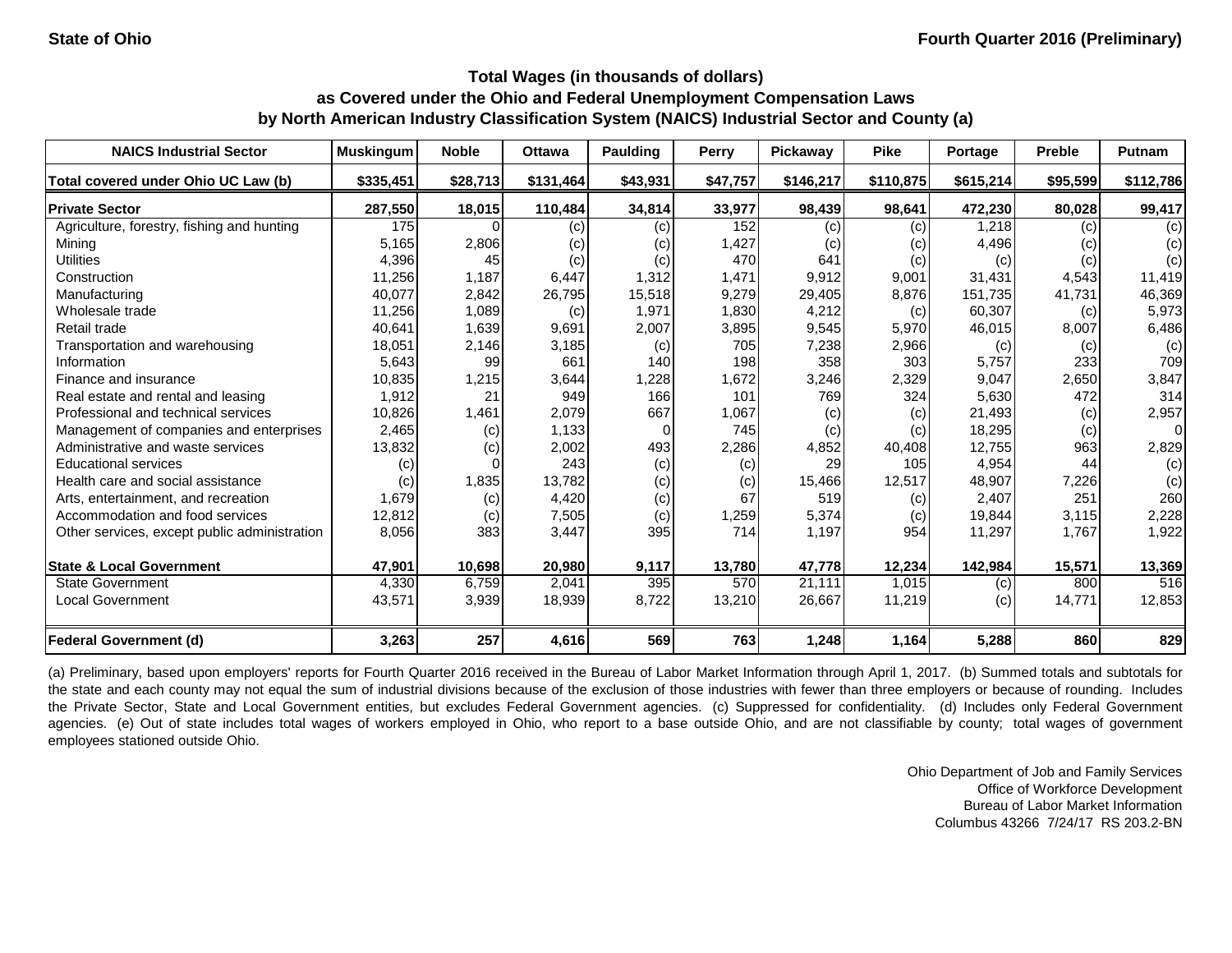State of Ohio

Fourth Quarter 2016 (Preliminary)

## Total Wages (in thousands of dollars) as Covered under the Ohio and Federal Unemployment Compensation Laws by North American Industry Classification System (NAICS) Industrial Sector and County (a)

| NAICS Industrial Sector | Muskingum | Noble | Ottawa | Paulding | Perry | Pickaway | Pike | Portage | Preble | Putnam |
|---|---|---|---|---|---|---|---|---|---|---|
| **Total covered under Ohio UC Law (b)** | **$335,451** | **$28,713** | **$131,464** | **$43,931** | **$47,757** | **$146,217** | **$110,875** | **$615,214** | **$95,599** | **$112,786** |
| **Private Sector** | **287,550** | **18,015** | **110,484** | **34,814** | **33,977** | **98,439** | **98,641** | **472,230** | **80,028** | **99,417** |
| Agriculture, forestry, fishing and hunting | 175 | 0 | (c) | (c) | 152 | (c) | (c) | 1,218 | (c) | (c) |
| Mining | 5,165 | 2,806 | (c) | (c) | 1,427 | (c) | (c) | 4,496 | (c) | (c) |
| Utilities | 4,396 | 45 | (c) | (c) | 470 | 641 | (c) | (c) | (c) | (c) |
| Construction | 11,256 | 1,187 | 6,447 | 1,312 | 1,471 | 9,912 | 9,001 | 31,431 | 4,543 | 11,419 |
| Manufacturing | 40,077 | 2,842 | 26,795 | 15,518 | 9,279 | 29,405 | 8,876 | 151,735 | 41,731 | 46,369 |
| Wholesale trade | 11,256 | 1,089 | (c) | 1,971 | 1,830 | 4,212 | (c) | 60,307 | (c) | 5,973 |
| Retail trade | 40,641 | 1,639 | 9,691 | 2,007 | 3,895 | 9,545 | 5,970 | 46,015 | 8,007 | 6,486 |
| Transportation and warehousing | 18,051 | 2,146 | 3,185 | (c) | 705 | 7,238 | 2,966 | (c) | (c) | (c) |
| Information | 5,643 | 99 | 661 | 140 | 198 | 358 | 303 | 5,757 | 233 | 709 |
| Finance and insurance | 10,835 | 1,215 | 3,644 | 1,228 | 1,672 | 3,246 | 2,329 | 9,047 | 2,650 | 3,847 |
| Real estate and rental and leasing | 1,912 | 21 | 949 | 166 | 101 | 769 | 324 | 5,630 | 472 | 314 |
| Professional and technical services | 10,826 | 1,461 | 2,079 | 667 | 1,067 | (c) | (c) | 21,493 | (c) | 2,957 |
| Management of companies and enterprises | 2,465 | (c) | 1,133 | 0 | 745 | (c) | (c) | 18,295 | (c) | 0 |
| Administrative and waste services | 13,832 | (c) | 2,002 | 493 | 2,286 | 4,852 | 40,408 | 12,755 | 963 | 2,829 |
| Educational services | (c) | 0 | 243 | (c) | (c) | 29 | 105 | 4,954 | 44 | (c) |
| Health care and social assistance | (c) | 1,835 | 13,782 | (c) | (c) | 15,466 | 12,517 | 48,907 | 7,226 | (c) |
| Arts, entertainment, and recreation | 1,679 | (c) | 4,420 | (c) | 67 | 519 | (c) | 2,407 | 251 | 260 |
| Accommodation and food services | 12,812 | (c) | 7,505 | (c) | 1,259 | 5,374 | (c) | 19,844 | 3,115 | 2,228 |
| Other services, except public administration | 8,056 | 383 | 3,447 | 395 | 714 | 1,197 | 954 | 11,297 | 1,767 | 1,922 |
| **State & Local Government** | **47,901** | **10,698** | **20,980** | **9,117** | **13,780** | **47,778** | **12,234** | **142,984** | **15,571** | **13,369** |
| State Government | 4,330 | 6,759 | 2,041 | 395 | 570 | 21,111 | 1,015 | (c) | 800 | 516 |
| Local Government | 43,571 | 3,939 | 18,939 | 8,722 | 13,210 | 26,667 | 11,219 | (c) | 14,771 | 12,853 |
| **Federal Government (d)** | **3,263** | **257** | **4,616** | **569** | **763** | **1,248** | **1,164** | **5,288** | **860** | **829** |

(a) Preliminary, based upon employers' reports for Fourth Quarter 2016 received in the Bureau of Labor Market Information through April 1, 2017. (b) Summed totals and subtotals for the state and each county may not equal the sum of industrial divisions because of the exclusion of those industries with fewer than three employers or because of rounding. Includes the Private Sector, State and Local Government entities, but excludes Federal Government agencies. (c) Suppressed for confidentiality. (d) Includes only Federal Government agencies. (e) Out of state includes total wages of workers employed in Ohio, who report to a base outside Ohio, and are not classifiable by county; total wages of government employees stationed outside Ohio.

Ohio Department of Job and Family Services
Office of Workforce Development
Bureau of Labor Market Information
Columbus 43266 7/24/17 RS 203.2-BN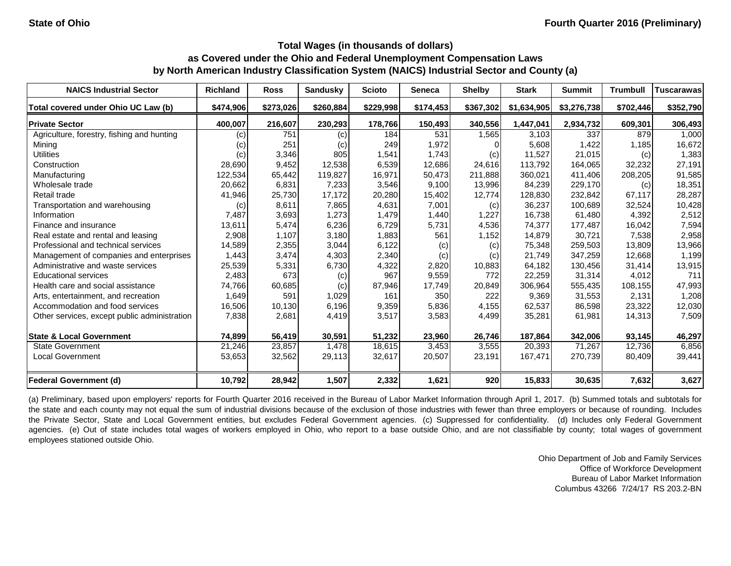State of Ohio

Fourth Quarter 2016 (Preliminary)

**Total Wages (in thousands of dollars)**
**as Covered under the Ohio and Federal Unemployment Compensation Laws**
**by North American Industry Classification System (NAICS) Industrial Sector and County (a)**

| NAICS Industrial Sector | Richland | Ross | Sandusky | Scioto | Seneca | Shelby | Stark | Summit | Trumbull | Tuscarawas |
|---|---|---|---|---|---|---|---|---|---|---|
| Total covered under Ohio UC Law (b) | $474,906 | $273,026 | $260,884 | $229,998 | $174,453 | $367,302 | $1,634,905 | $3,276,738 | $702,446 | $352,790 |
| **Private Sector** | **400,007** | **216,607** | **230,293** | **178,766** | **150,493** | **340,556** | **1,447,041** | **2,934,732** | **609,301** | **306,493** |
| Agriculture, forestry, fishing and hunting | (c) | 751 | (c) | 184 | 531 | 1,565 | 3,103 | 337 | 879 | 1,000 |
| Mining | (c) | 251 | (c) | 249 | 1,972 | 0 | 5,608 | 1,422 | 1,185 | 16,672 |
| Utilities | (c) | 3,346 | 805 | 1,541 | 1,743 | (c) | 11,527 | 21,015 | (c) | 1,383 |
| Construction | 28,690 | 9,452 | 12,538 | 6,539 | 12,686 | 24,616 | 113,792 | 164,065 | 32,232 | 27,191 |
| Manufacturing | 122,534 | 65,442 | 119,827 | 16,971 | 50,473 | 211,888 | 360,021 | 411,406 | 208,205 | 91,585 |
| Wholesale trade | 20,662 | 6,831 | 7,233 | 3,546 | 9,100 | 13,996 | 84,239 | 229,170 | (c) | 18,351 |
| Retail trade | 41,946 | 25,730 | 17,172 | 20,280 | 15,402 | 12,774 | 128,830 | 232,842 | 67,117 | 28,287 |
| Transportation and warehousing | (c) | 8,611 | 7,865 | 4,631 | 7,001 | (c) | 36,237 | 100,689 | 32,524 | 10,428 |
| Information | 7,487 | 3,693 | 1,273 | 1,479 | 1,440 | 1,227 | 16,738 | 61,480 | 4,392 | 2,512 |
| Finance and insurance | 13,611 | 5,474 | 6,236 | 6,729 | 5,731 | 4,536 | 74,377 | 177,487 | 16,042 | 7,594 |
| Real estate and rental and leasing | 2,908 | 1,107 | 3,180 | 1,883 | 561 | 1,152 | 14,879 | 30,721 | 7,538 | 2,958 |
| Professional and technical services | 14,589 | 2,355 | 3,044 | 6,122 | (c) | (c) | 75,348 | 259,503 | 13,809 | 13,966 |
| Management of companies and enterprises | 1,443 | 3,474 | 4,303 | 2,340 | (c) | (c) | 21,749 | 347,259 | 12,668 | 1,199 |
| Administrative and waste services | 25,539 | 5,331 | 6,730 | 4,322 | 2,820 | 10,883 | 64,182 | 130,456 | 31,414 | 13,915 |
| Educational services | 2,483 | 673 | (c) | 967 | 9,559 | 772 | 22,259 | 31,314 | 4,012 | 711 |
| Health care and social assistance | 74,766 | 60,685 | (c) | 87,946 | 17,749 | 20,849 | 306,964 | 555,435 | 108,155 | 47,993 |
| Arts, entertainment, and recreation | 1,649 | 591 | 1,029 | 161 | 350 | 222 | 9,369 | 31,553 | 2,131 | 1,208 |
| Accommodation and food services | 16,506 | 10,130 | 6,196 | 9,359 | 5,836 | 4,155 | 62,537 | 86,598 | 23,322 | 12,030 |
| Other services, except public administration | 7,838 | 2,681 | 4,419 | 3,517 | 3,583 | 4,499 | 35,281 | 61,981 | 14,313 | 7,509 |
| **State & Local Government** | **74,899** | **56,419** | **30,591** | **51,232** | **23,960** | **26,746** | **187,864** | **342,006** | **93,145** | **46,297** |
| State Government | 21,246 | 23,857 | 1,478 | 18,615 | 3,453 | 3,555 | 20,393 | 71,267 | 12,736 | 6,856 |
| Local Government | 53,653 | 32,562 | 29,113 | 32,617 | 20,507 | 23,191 | 167,471 | 270,739 | 80,409 | 39,441 |
| **Federal Government (d)** | **10,792** | **28,942** | **1,507** | **2,332** | **1,621** | **920** | **15,833** | **30,635** | **7,632** | **3,627** |

(a) Preliminary, based upon employers' reports for Fourth Quarter 2016 received in the Bureau of Labor Market Information through April 1, 2017. (b) Summed totals and subtotals for the state and each county may not equal the sum of industrial divisions because of the exclusion of those industries with fewer than three employers or because of rounding. Includes the Private Sector, State and Local Government entities, but excludes Federal Government agencies. (c) Suppressed for confidentiality. (d) Includes only Federal Government agencies. (e) Out of state includes total wages of workers employed in Ohio, who report to a base outside Ohio, and are not classifiable by county; total wages of government employees stationed outside Ohio.

Ohio Department of Job and Family Services
Office of Workforce Development
Bureau of Labor Market Information
Columbus 43266 7/24/17 RS 203.2-BN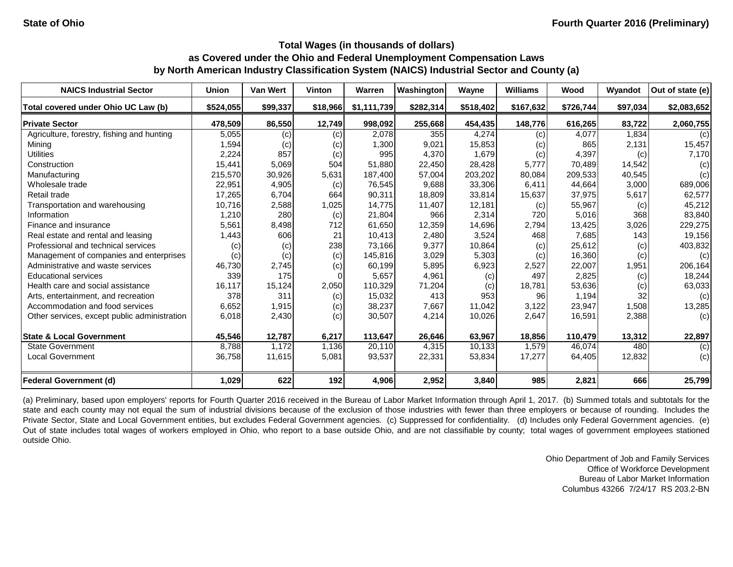State of Ohio

Fourth Quarter 2016 (Preliminary)

## Total Wages (in thousands of dollars) as Covered under the Ohio and Federal Unemployment Compensation Laws by North American Industry Classification System (NAICS) Industrial Sector and County (a)

| NAICS Industrial Sector | Union | Van Wert | Vinton | Warren | Washington | Wayne | Williams | Wood | Wyandot | Out of state (e) |
|---|---|---|---|---|---|---|---|---|---|---|
| **Total covered under Ohio UC Law (b)** | **$524,055** | **$99,337** | **$18,966** | **$1,111,739** | **$282,314** | **$518,402** | **$167,632** | **$726,744** | **$97,034** | **$2,083,652** |
| **Private Sector** | **478,509** | **86,550** | **12,749** | **998,092** | **255,668** | **454,435** | **148,776** | **616,265** | **83,722** | **2,060,755** |
| Agriculture, forestry, fishing and hunting | 5,055 | (c) | (c) | 2,078 | 355 | 4,274 | (c) | 4,077 | 1,834 | (c) |
| Mining | 1,594 | (c) | (c) | 1,300 | 9,021 | 15,853 | (c) | 865 | 2,131 | 15,457 |
| Utilities | 2,224 | 857 | (c) | 995 | 4,370 | 1,679 | (c) | 4,397 | (c) | 7,170 |
| Construction | 15,441 | 5,069 | 504 | 51,880 | 22,450 | 28,428 | 5,777 | 70,489 | 14,542 | (c) |
| Manufacturing | 215,570 | 30,926 | 5,631 | 187,400 | 57,004 | 203,202 | 80,084 | 209,533 | 40,545 | (c) |
| Wholesale trade | 22,951 | 4,905 | (c) | 76,545 | 9,688 | 33,306 | 6,411 | 44,664 | 3,000 | 689,006 |
| Retail trade | 17,265 | 6,704 | 664 | 90,311 | 18,809 | 33,814 | 15,637 | 37,975 | 5,617 | 62,577 |
| Transportation and warehousing | 10,716 | 2,588 | 1,025 | 14,775 | 11,407 | 12,181 | (c) | 55,967 | (c) | 45,212 |
| Information | 1,210 | 280 | (c) | 21,804 | 966 | 2,314 | 720 | 5,016 | 368 | 83,840 |
| Finance and insurance | 5,561 | 8,498 | 712 | 61,650 | 12,359 | 14,696 | 2,794 | 13,425 | 3,026 | 229,275 |
| Real estate and rental and leasing | 1,443 | 606 | 21 | 10,413 | 2,480 | 3,524 | 468 | 7,685 | 143 | 19,156 |
| Professional and technical services | (c) | (c) | 238 | 73,166 | 9,377 | 10,864 | (c) | 25,612 | (c) | 403,832 |
| Management of companies and enterprises | (c) | (c) | (c) | 145,816 | 3,029 | 5,303 | (c) | 16,360 | (c) | (c) |
| Administrative and waste services | 46,730 | 2,745 | (c) | 60,199 | 5,895 | 6,923 | 2,527 | 22,007 | 1,951 | 206,164 |
| Educational services | 339 | 175 | 0 | 5,657 | 4,961 | (c) | 497 | 2,825 | (c) | 18,244 |
| Health care and social assistance | 16,117 | 15,124 | 2,050 | 110,329 | 71,204 | (c) | 18,781 | 53,636 | (c) | 63,033 |
| Arts, entertainment, and recreation | 378 | 311 | (c) | 15,032 | 413 | 953 | 96 | 1,194 | 32 | (c) |
| Accommodation and food services | 6,652 | 1,915 | (c) | 38,237 | 7,667 | 11,042 | 3,122 | 23,947 | 1,508 | 13,285 |
| Other services, except public administration | 6,018 | 2,430 | (c) | 30,507 | 4,214 | 10,026 | 2,647 | 16,591 | 2,388 | (c) |
| **State & Local Government** | **45,546** | **12,787** | **6,217** | **113,647** | **26,646** | **63,967** | **18,856** | **110,479** | **13,312** | **22,897** |
| State Government | 8,788 | 1,172 | 1,136 | 20,110 | 4,315 | 10,133 | 1,579 | 46,074 | 480 | (c) |
| Local Government | 36,758 | 11,615 | 5,081 | 93,537 | 22,331 | 53,834 | 17,277 | 64,405 | 12,832 | (c) |
| **Federal Government (d)** | **1,029** | **622** | **192** | **4,906** | **2,952** | **3,840** | **985** | **2,821** | **666** | **25,799** |

(a) Preliminary, based upon employers' reports for Fourth Quarter 2016 received in the Bureau of Labor Market Information through April 1, 2017. (b) Summed totals and subtotals for the state and each county may not equal the sum of industrial divisions because of the exclusion of those industries with fewer than three employers or because of rounding. Includes the Private Sector, State and Local Government entities, but excludes Federal Government agencies. (c) Suppressed for confidentiality. (d) Includes only Federal Government agencies. (e) Out of state includes total wages of workers employed in Ohio, who report to a base outside Ohio, and are not classifiable by county; total wages of government employees stationed outside Ohio.

Ohio Department of Job and Family Services
Office of Workforce Development
Bureau of Labor Market Information
Columbus 43266 7/24/17 RS 203.2-BN